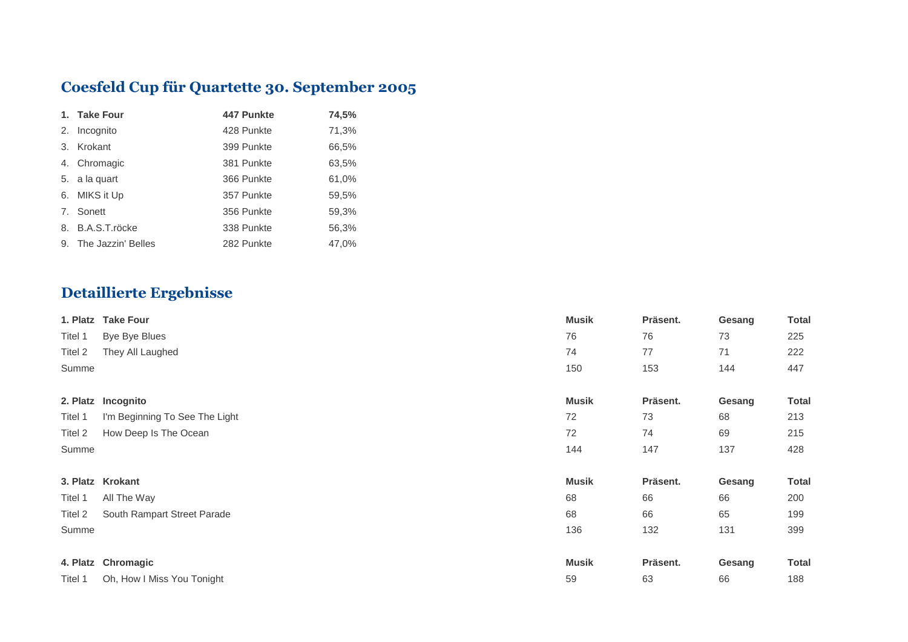## Coesfeld Cup für Quartette 30. September 2005

| | | |
|---|---|---|
| **1. Take Four** | **447 Punkte** | **74,5%** |
| 2. Incognito | 428 Punkte | 71,3% |
| 3. Krokant | 399 Punkte | 66,5% |
| 4. Chromagic | 381 Punkte | 63,5% |
| 5. a la quart | 366 Punkte | 61,0% |
| 6. MIKS it Up | 357 Punkte | 59,5% |
| 7. Sonett | 356 Punkte | 59,3% |
| 8. B.A.S.T.röcke | 338 Punkte | 56,3% |
| 9. The Jazzin' Belles | 282 Punkte | 47,0% |

## Detaillierte Ergebnisse

| **1. Platz** | **Take Four** | **Musik** | **Präsent.** | **Gesang** | **Total** |
|---|---|---|---|---|---|
| Titel 1 | Bye Bye Blues | 76 | 76 | 73 | 225 |
| Titel 2 | They All Laughed | 74 | 77 | 71 | 222 |
| Summe | | 150 | 153 | 144 | 447 |

| **2. Platz** | **Incognito** | **Musik** | **Präsent.** | **Gesang** | **Total** |
|---|---|---|---|---|---|
| Titel 1 | I'm Beginning To See The Light | 72 | 73 | 68 | 213 |
| Titel 2 | How Deep Is The Ocean | 72 | 74 | 69 | 215 |
| Summe | | 144 | 147 | 137 | 428 |

| **3. Platz** | **Krokant** | **Musik** | **Präsent.** | **Gesang** | **Total** |
|---|---|---|---|---|---|
| Titel 1 | All The Way | 68 | 66 | 66 | 200 |
| Titel 2 | South Rampart Street Parade | 68 | 66 | 65 | 199 |
| Summe | | 136 | 132 | 131 | 399 |

| **4. Platz** | **Chromagic** | **Musik** | **Präsent.** | **Gesang** | **Total** |
|---|---|---|---|---|---|
| Titel 1 | Oh, How I Miss You Tonight | 59 | 63 | 66 | 188 |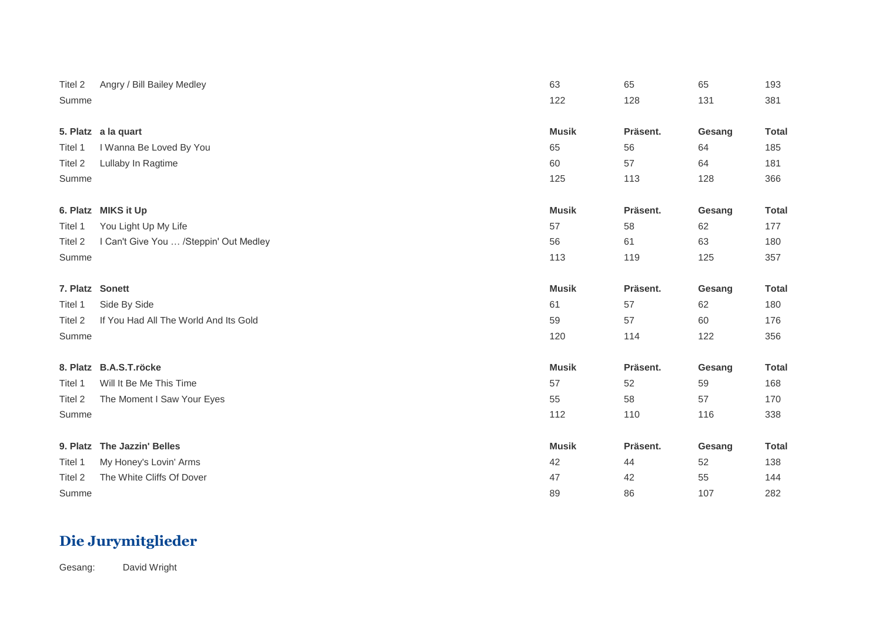| | | Musik | Präsent. | Gesang | Total |
|---|---|---|---|---|---|
| Titel 2 | Angry / Bill Bailey Medley | 63 | 65 | 65 | 193 |
| Summe | | 122 | 128 | 131 | 381 |

| **5. Platz** | **a la quart** | **Musik** | **Präsent.** | **Gesang** | **Total** |
|---|---|---|---|---|---|
| Titel 1 | I Wanna Be Loved By You | 65 | 56 | 64 | 185 |
| Titel 2 | Lullaby In Ragtime | 60 | 57 | 64 | 181 |
| Summe | | 125 | 113 | 128 | 366 |

| **6. Platz** | **MIKS it Up** | **Musik** | **Präsent.** | **Gesang** | **Total** |
|---|---|---|---|---|---|
| Titel 1 | You Light Up My Life | 57 | 58 | 62 | 177 |
| Titel 2 | I Can't Give You … /Steppin' Out Medley | 56 | 61 | 63 | 180 |
| Summe | | 113 | 119 | 125 | 357 |

| **7. Platz** | **Sonett** | **Musik** | **Präsent.** | **Gesang** | **Total** |
|---|---|---|---|---|---|
| Titel 1 | Side By Side | 61 | 57 | 62 | 180 |
| Titel 2 | If You Had All The World And Its Gold | 59 | 57 | 60 | 176 |
| Summe | | 120 | 114 | 122 | 356 |

| **8. Platz** | **B.A.S.T.röcke** | **Musik** | **Präsent.** | **Gesang** | **Total** |
|---|---|---|---|---|---|
| Titel 1 | Will It Be Me This Time | 57 | 52 | 59 | 168 |
| Titel 2 | The Moment I Saw Your Eyes | 55 | 58 | 57 | 170 |
| Summe | | 112 | 110 | 116 | 338 |

| **9. Platz** | **The Jazzin' Belles** | **Musik** | **Präsent.** | **Gesang** | **Total** |
|---|---|---|---|---|---|
| Titel 1 | My Honey's Lovin' Arms | 42 | 44 | 52 | 138 |
| Titel 2 | The White Cliffs Of Dover | 47 | 42 | 55 | 144 |
| Summe | | 89 | 86 | 107 | 282 |

## Die Jurymitglieder

Gesang: David Wright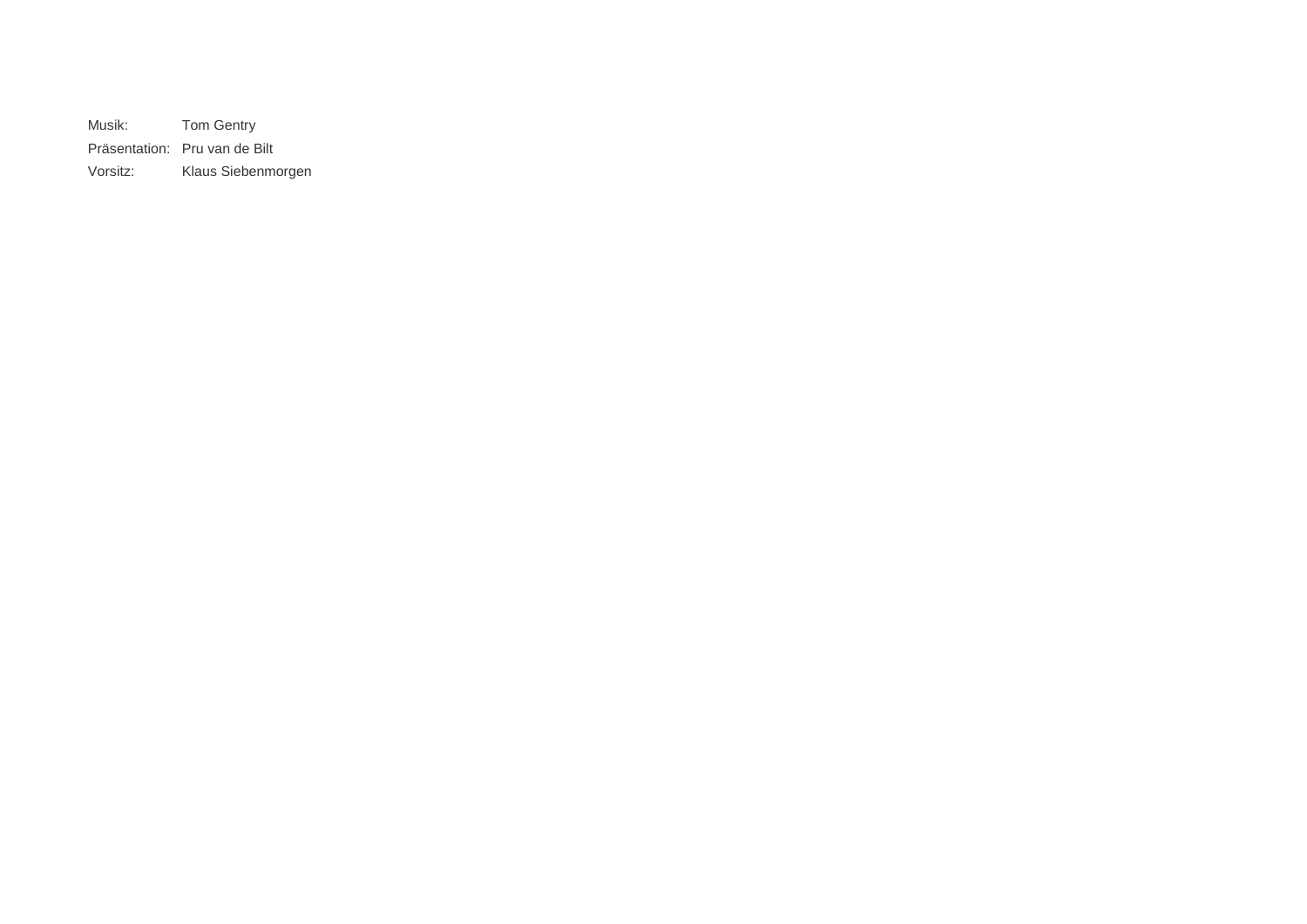| | |
|---|---|
| Musik: | Tom Gentry |
| Präsentation: | Pru van de Bilt |
| Vorsitz: | Klaus Siebenmorgen |